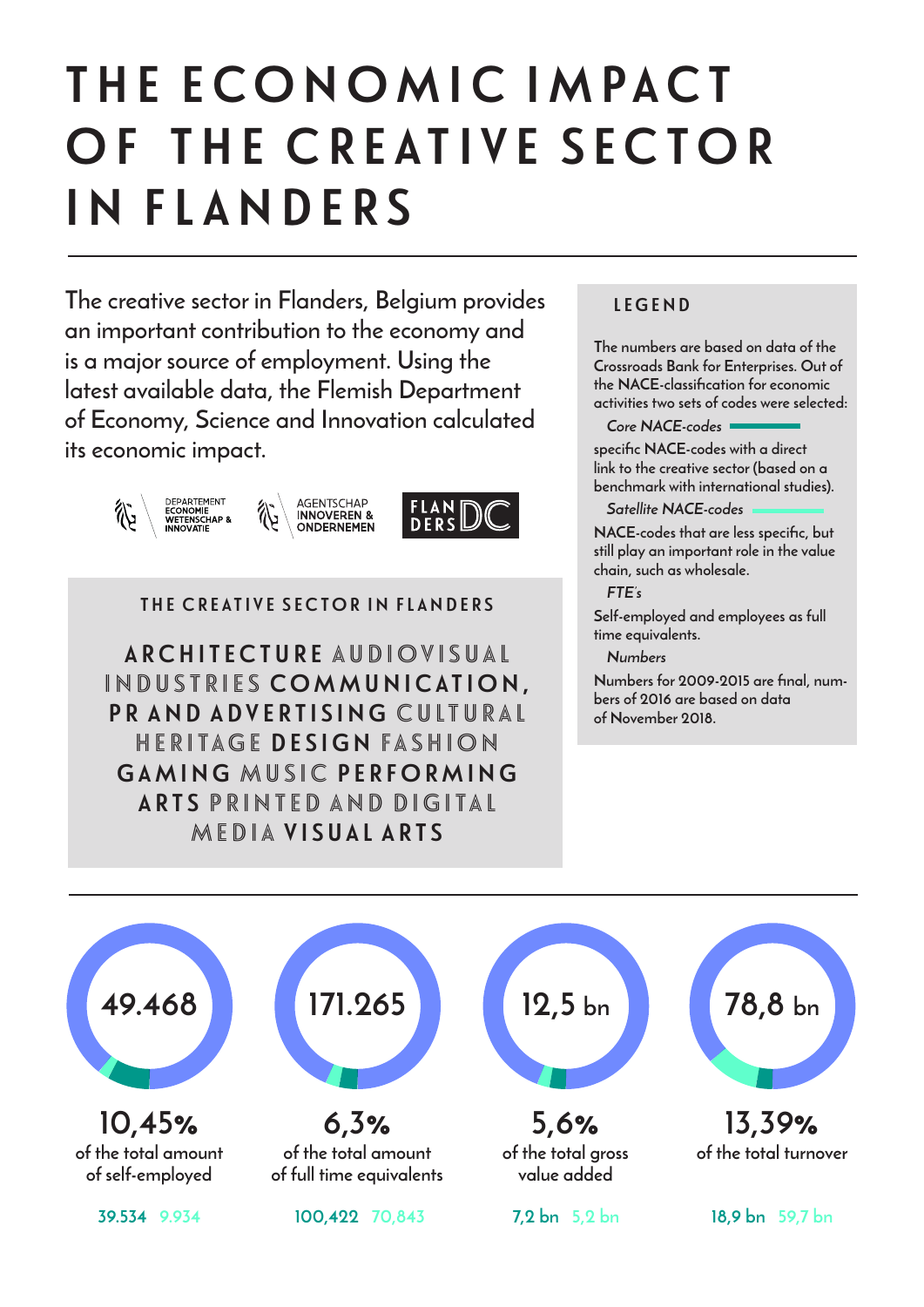# THE ECONOMIC IMPACT OF THE CREATIVE SECTOR IN FLANDERS

The creative sector in Flanders, Belgium provides an important contribution to the economy and is a major source of employment. Using the latest available data, the Flemish Department of Economy, Science and Innovation calculated its economic impact.

DEPARTEMENT ECONOMIE WETENSCHAP & INNOVATIE | AGENTSCHAP INNOVEREN & ONDERNEMEN | FLANDERS DC

## THE CREATIVE SECTOR IN FLANDERS

**ARCHITECTURE** AUDIOVISUAL INDUSTRIES **COMMUNICATION, PR AND ADVERTISING** CULTURAL HERITAGE **DESIGN** FASHION **GAMING** MUSIC **PERFORMING ARTS** PRINTED AND DIGITAL MEDIA **VISUAL ARTS**

## LEGEND

The numbers are based on data of the Crossroads Bank for Enterprises. Out of the NACE-classification for economic activities two sets of codes were selected:

*Core NACE-codes*

specific NACE-codes with a direct link to the creative sector (based on a benchmark with international studies).

*Satellite NACE-codes*

NACE-codes that are less specific, but still play an important role in the value chain, such as wholesale.

*FTE's*

Self-employed and employees as full time equivalents.

*Numbers*

Numbers for 2009-2015 are final, numbers of 2016 are based on data of November 2018.

---

**49.468**

**10,45%** of the total amount of self-employed

39.534 9.934

**171.265**

**6,3%** of the total amount of full time equivalents

100,422 70,843

**12,5 bn**

**5,6%** of the total gross value added

7,2 bn 5,2 bn

**78,8 bn**

**13,39%** of the total turnover

18,9 bn 59,7 bn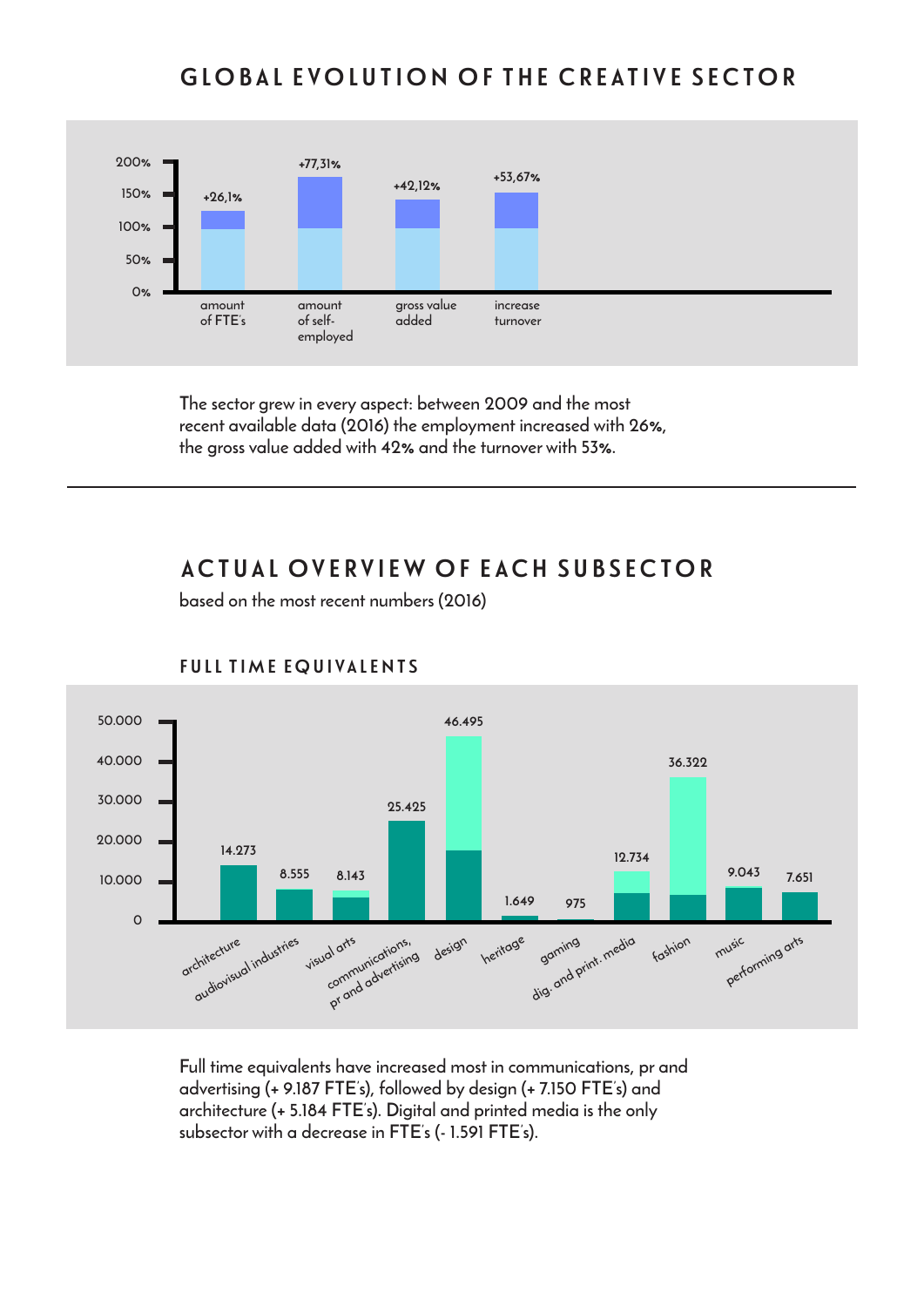## GLOBAL EVOLUTION OF THE CREATIVE SECTOR

| | amount of FTE's | amount of self-employed | gross value added | increase turnover |
|---|---|---|---|---|
| Growth | +26,1% | +77,31% | +42,12% | +53,67% |

The sector grew in every aspect: between 2009 and the most recent available data (2016) the employment increased with **26%**, the gross value added with **42%** and the turnover with **53%**.

---

## ACTUAL OVERVIEW OF EACH SUBSECTOR

based on the most recent numbers (2016)

### FULL TIME EQUIVALENTS

| Subsector | FTE's |
|---|---|
| architecture | 14.273 |
| audiovisual industries | 8.555 |
| visual arts | 8.143 |
| communications, pr and advertising | 25.425 |
| design | 46.495 |
| heritage | 1.649 |
| gaming | 975 |
| dig. and print. media | 12.734 |
| fashion | 36.322 |
| music | 9.043 |
| performing arts | 7.651 |

Full time equivalents have increased most in communications, pr and advertising (+ 9.187 FTE's), followed by design (+ 7.150 FTE's) and architecture (+ 5.184 FTE's). Digital and printed media is the only subsector with a decrease in FTE's (- 1.591 FTE's).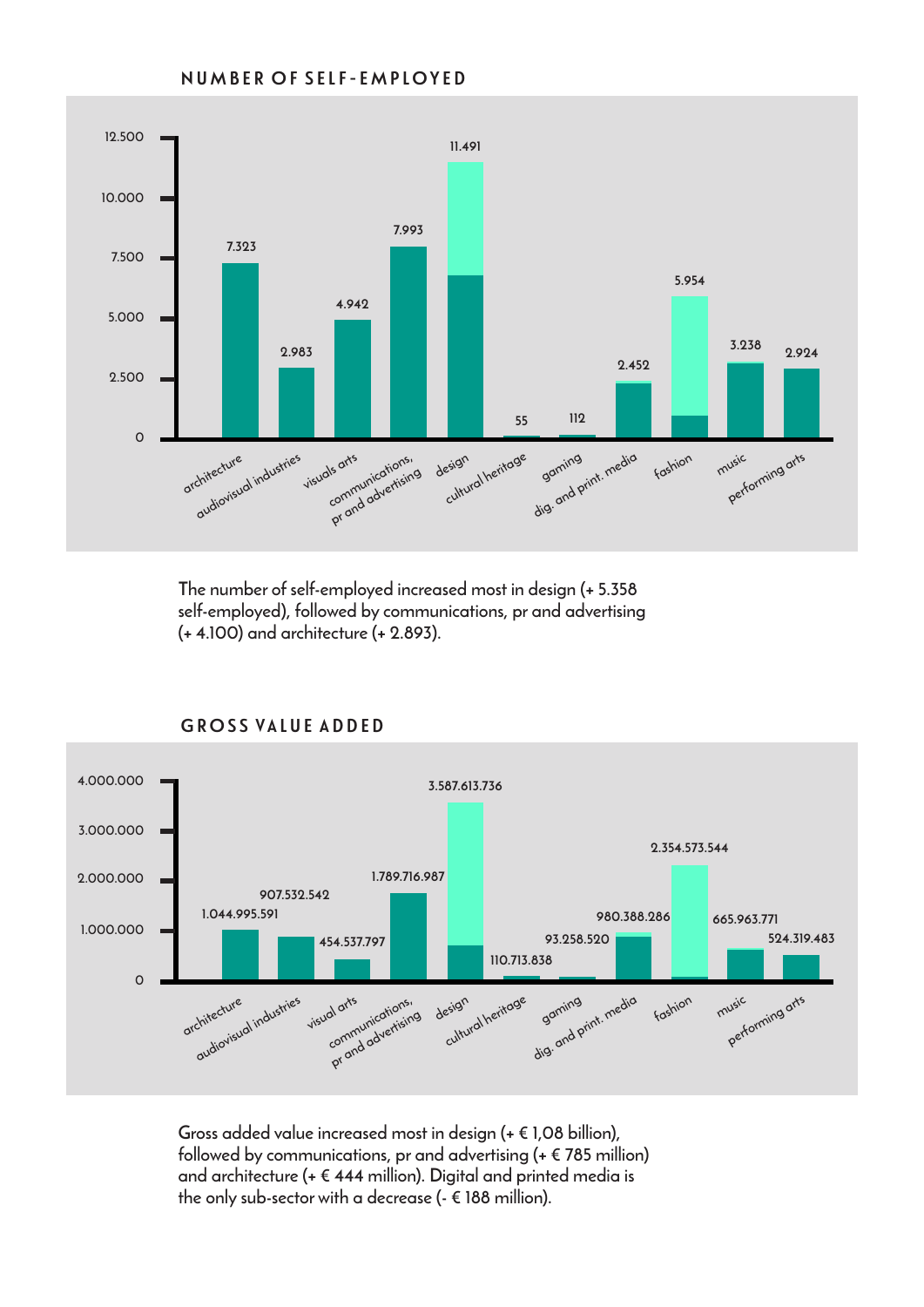## NUMBER OF SELF-EMPLOYED

12.500
10.000
7.500
5.000
2.500
0

7.323
2.983
4.942
7.993
11.491
55
112
2.452
5.954
3.238
2.924

architecture
audiovisual industries
visuals arts
communications, pr and advertising
design
cultural heritage
gaming
dig. and print. media
fashion
music
performing arts

The number of self-employed increased most in design (+ 5.358 self-employed), followed by communications, pr and advertising (+ 4.100) and architecture (+ 2.893).

## GROSS VALUE ADDED

4.000.000
3.000.000
2.000.000
1.000.000
0

1.044.995.591
907.532.542
454.537.797
1.789.716.987
3.587.613.736
110.713.838
93.258.520
980.388.286
2.354.573.544
665.963.771
524.319.483

architecture
audiovisual industries
visual arts
communications, pr and advertising
design
cultural heritage
gaming
dig. and print. media
fashion
music
performing arts

Gross added value increased most in design (+ € 1,08 billion), followed by communications, pr and advertising (+ € 785 million) and architecture (+ € 444 million). Digital and printed media is the only sub-sector with a decrease (- € 188 million).